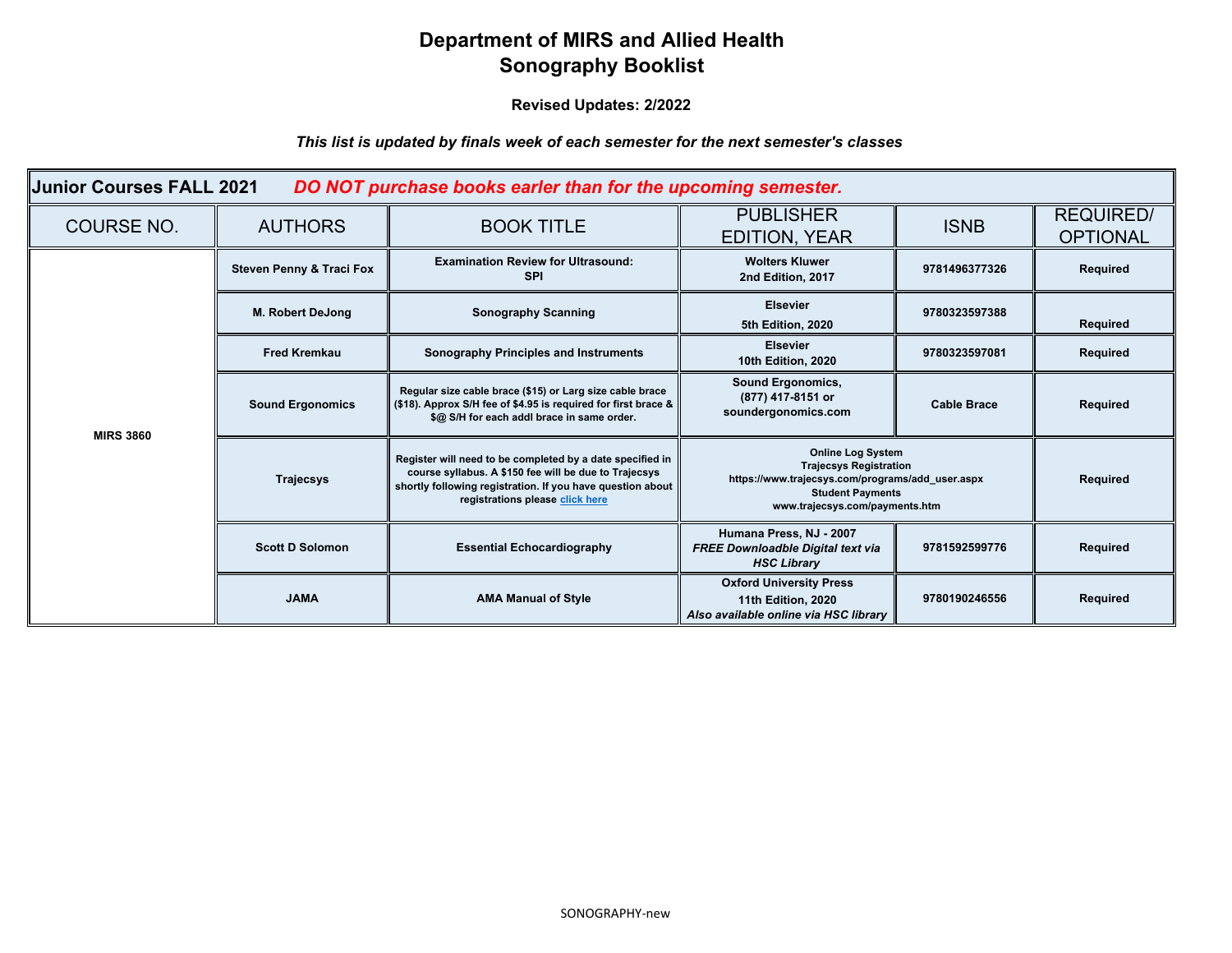# Department of MIRS and Allied Health
# Sonography Booklist

**Revised Updates: 2/2022**

***This list is updated by finals week of each semester for the next semester's classes***

| **Junior Courses FALL 2021** ***DO NOT purchase books earlier than for the upcoming semester.*** | | | | | |
|---|---|---|---|---|---|
| COURSE NO. | AUTHORS | BOOK TITLE | PUBLISHER EDITION, YEAR | ISNB | REQUIRED/ OPTIONAL |
| **MIRS 3860** | **Steven Penny & Traci Fox** | **Examination Review for Ultrasound: SPI** | **Wolters Kluwer 2nd Edition, 2017** | **9781496377326** | **Required** |
| | **M. Robert DeJong** | **Sonography Scanning** | **Elsevier 5th Edition, 2020** | **9780323597388** | **Required** |
| | **Fred Kremkau** | **Sonography Principles and Instruments** | **Elsevier 10th Edition, 2020** | **9780323597081** | **Required** |
| | **Sound Ergonomics** | **Regular size cable brace ($15) or Larg size cable brace ($18). Approx S/H fee of $4.95 is required for first brace & $@ S/H for each addl brace in same order.** | **Sound Ergonomics, (877) 417-8151 or soundergonomics.com** | **Cable Brace** | **Required** |
| | **Trajecsys** | **Register will need to be completed by a date specified in course syllabus. A $150 fee will be due to Trajecsys shortly following registration. If you have question about registrations please click here** | **Online Log System Trajecsys Registration https://www.trajecsys.com/programs/add_user.aspx Student Payments www.trajecsys.com/payments.htm** | | **Required** |
| | **Scott D Solomon** | **Essential Echocardiography** | **Humana Press, NJ - 2007** ***FREE Downloadble Digital text via HSC Library*** | **9781592599776** | **Required** |
| | **JAMA** | **AMA Manual of Style** | **Oxford University Press 11th Edition, 2020** ***Also available online via HSC library*** | **9780190246556** | **Required** |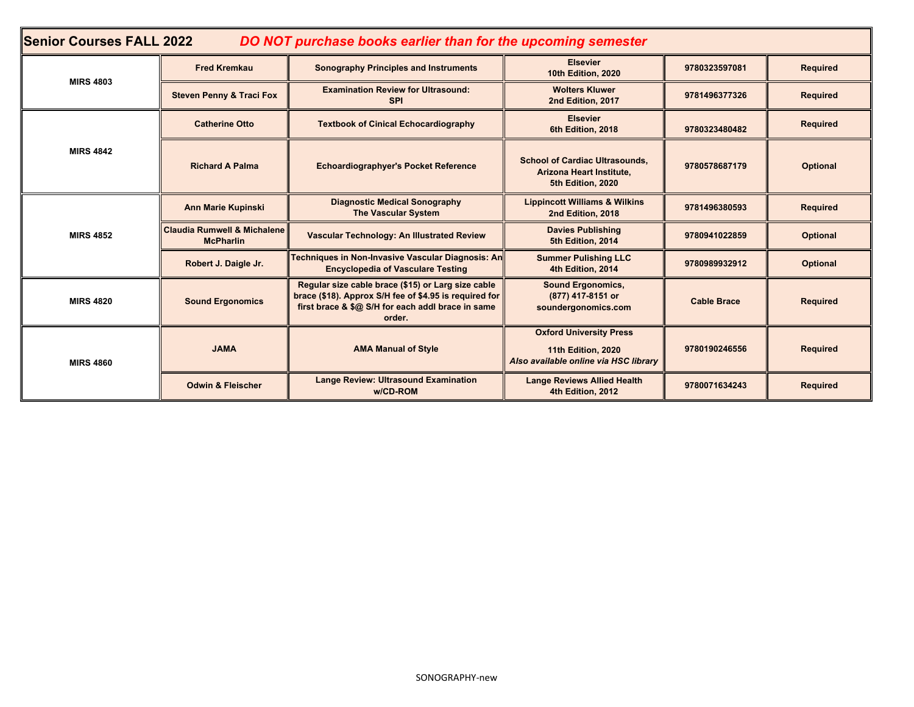**Senior Courses FALL 2022** ***DO NOT purchase books earlier than for the upcoming semester***

| Course | Author | Title | Publisher / Edition | ISBN | Status |
|---|---|---|---|---|---|
| MIRS 4803 | Fred Kremkau | Sonography Principles and Instruments | Elsevier 10th Edition, 2020 | 9780323597081 | Required |
| | Steven Penny & Traci Fox | Examination Review for Ultrasound: SPI | Wolters Kluwer 2nd Edition, 2017 | 9781496377326 | Required |
| MIRS 4842 | Catherine Otto | Textbook of Cinical Echocardiography | Elsevier 6th Edition, 2018 | 9780323480482 | Required |
| | Richard A Palma | Echoardiographyer's Pocket Reference | School of Cardiac Ultrasounds, Arizona Heart Institute, 5th Edition, 2020 | 9780578687179 | Optional |
| MIRS 4852 | Ann Marie Kupinski | Diagnostic Medical Sonography The Vascular System | Lippincott Williams & Wilkins 2nd Edition, 2018 | 9781496380593 | Required |
| | Claudia Rumwell & Michalene McPharlin | Vascular Technology: An Illustrated Review | Davies Publishing 5th Edition, 2014 | 9780941022859 | Optional |
| | Robert J. Daigle Jr. | Techniques in Non-Invasive Vascular Diagnosis: An Encyclopedia of Vasculare Testing | Summer Pulishing LLC 4th Edition, 2014 | 9780989932912 | Optional |
| MIRS 4820 | Sound Ergonomics | Regular size cable brace ($15) or Larg size cable brace ($18). Approx S/H fee of $4.95 is required for first brace & $@ S/H for each addl brace in same order. | Sound Ergonomics, (877) 417-8151 or soundergonomics.com | Cable Brace | Required |
| MIRS 4860 | JAMA | AMA Manual of Style | Oxford University Press 11th Edition, 2020 *Also available online via HSC library* | 9780190246556 | Required |
| | Odwin & Fleischer | Lange Review: Ultrasound Examination w/CD-ROM | Lange Reviews Allied Health 4th Edition, 2012 | 9780071634243 | Required |

SONOGRAPHY-new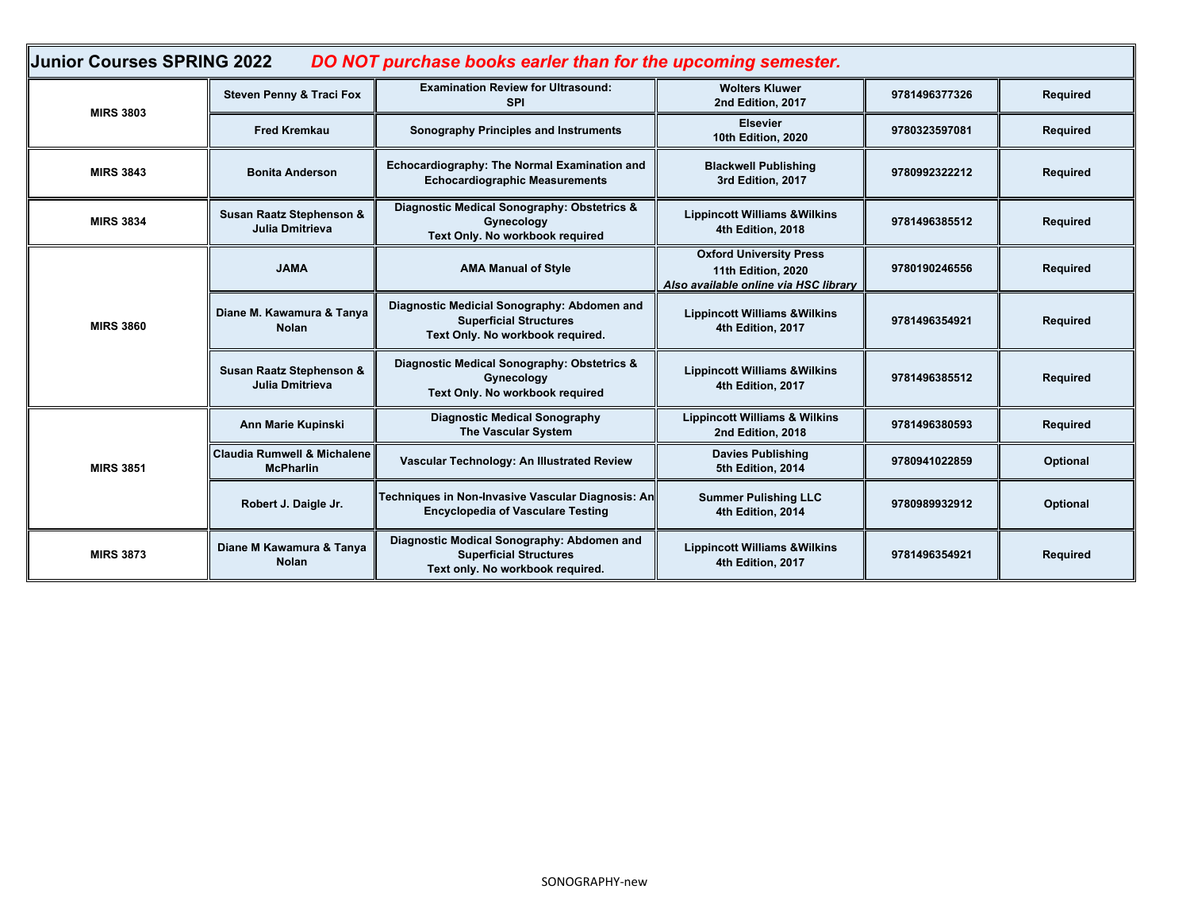**Junior Courses SPRING 2022** ***DO NOT purchase books earler than for the upcoming semester.***

| Course | Author | Title | Publisher / Edition | ISBN | Status |
|---|---|---|---|---|---|
| MIRS 3803 | Steven Penny & Traci Fox | Examination Review for Ultrasound: SPI | Wolters Kluwer 2nd Edition, 2017 | 9781496377326 | Required |
| | Fred Kremkau | Sonography Principles and Instruments | Elsevier 10th Edition, 2020 | 9780323597081 | Required |
| MIRS 3843 | Bonita Anderson | Echocardiography: The Normal Examination and Echocardiographic Measurements | Blackwell Publishing 3rd Edition, 2017 | 9780992322212 | Required |
| MIRS 3834 | Susan Raatz Stephenson & Julia Dmitrieva | Diagnostic Medical Sonography: Obstetrics & Gynecology Text Only. No workbook required | Lippincott Williams &Wilkins 4th Edition, 2018 | 9781496385512 | Required |
| MIRS 3860 | JAMA | AMA Manual of Style | Oxford University Press 11th Edition, 2020 *Also available online via HSC library* | 9780190246556 | Required |
| | Diane M. Kawamura & Tanya Nolan | Diagnostic Medicial Sonography: Abdomen and Superficial Structures Text Only. No workbook required. | Lippincott Williams &Wilkins 4th Edition, 2017 | 9781496354921 | Required |
| | Susan Raatz Stephenson & Julia Dmitrieva | Diagnostic Medical Sonography: Obstetrics & Gynecology Text Only. No workbook required | Lippincott Williams &Wilkins 4th Edition, 2017 | 9781496385512 | Required |
| MIRS 3851 | Ann Marie Kupinski | Diagnostic Medical Sonography The Vascular System | Lippincott Williams & Wilkins 2nd Edition, 2018 | 9781496380593 | Required |
| | Claudia Rumwell & Michalene McPharlin | Vascular Technology: An Illustrated Review | Davies Publishing 5th Edition, 2014 | 9780941022859 | Optional |
| | Robert J. Daigle Jr. | Techniques in Non-Invasive Vascular Diagnosis: An Encyclopedia of Vasculare Testing | Summer Pulishing LLC 4th Edition, 2014 | 9780989932912 | Optional |
| MIRS 3873 | Diane M Kawamura & Tanya Nolan | Diagnostic Modical Sonography: Abdomen and Superficial Structures Text only. No workbook required. | Lippincott Williams &Wilkins 4th Edition, 2017 | 9781496354921 | Required |

SONOGRAPHY-new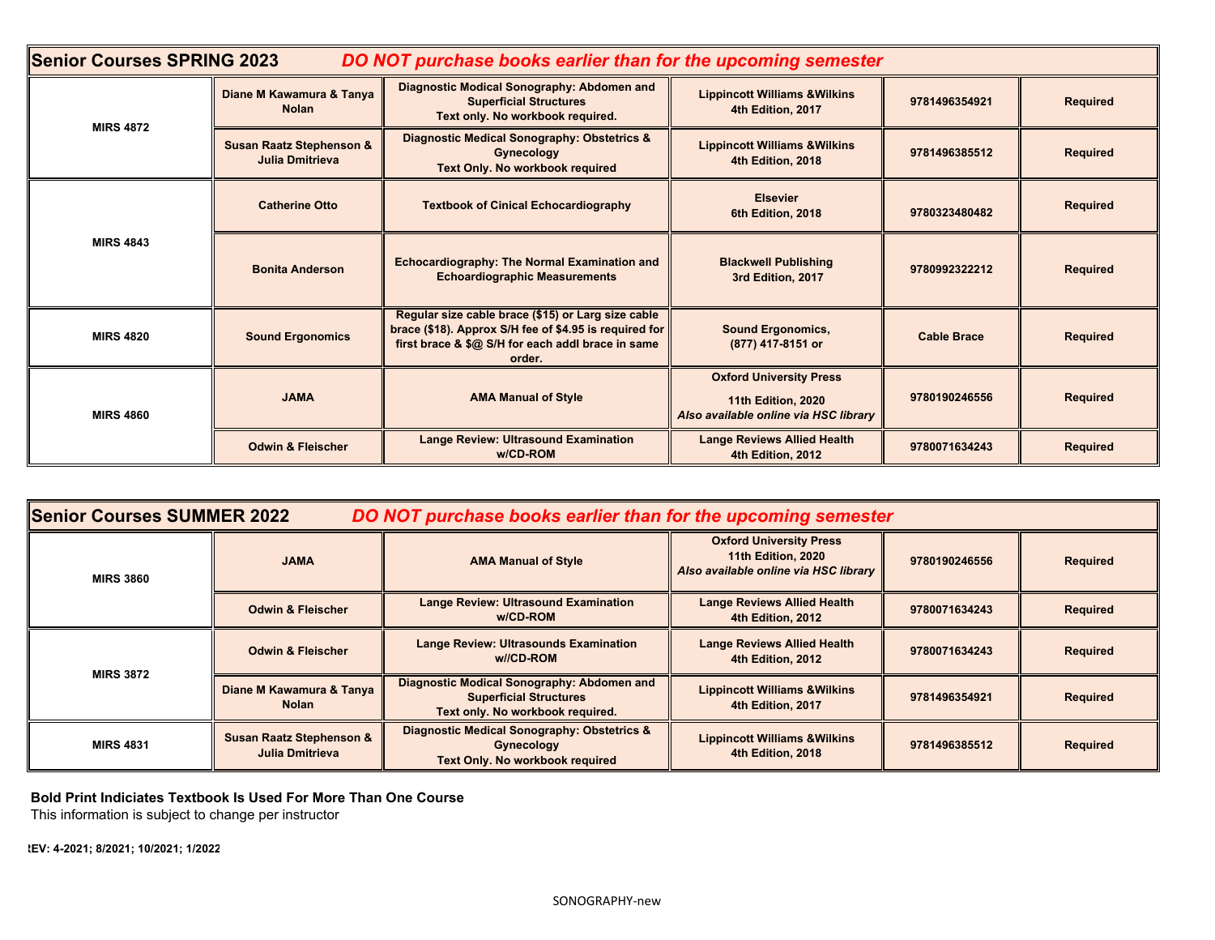| Senior Courses SPRING 2023 | *DO NOT purchase books earlier than for the upcoming semester* | | | | |
|---|---|---|---|---|---|
| MIRS 4872 | Diane M Kawamura & Tanya Nolan | Diagnostic Medical Sonography: Abdomen and Superficial Structures Text only. No workbook required. | Lippincott Williams &Wilkins 4th Edition, 2017 | 9781496354921 | Required |
| | Susan Raatz Stephenson & Julia Dmitrieva | Diagnostic Medical Sonography: Obstetrics & Gynecology Text Only. No workbook required | Lippincott Williams &Wilkins 4th Edition, 2018 | 9781496385512 | Required |
| MIRS 4843 | Catherine Otto | Textbook of Cinical Echocardiography | Elsevier 6th Edition, 2018 | 9780323480482 | Required |
| | Bonita Anderson | Echocardiography: The Normal Examination and Echoardiographic Measurements | Blackwell Publishing 3rd Edition, 2017 | 9780992322212 | Required |
| MIRS 4820 | Sound Ergonomics | Regular size cable brace ($15) or Larg size cable brace ($18). Approx S/H fee of $4.95 is required for first brace & $@ S/H for each addl brace in same order. | Sound Ergonomics, (877) 417-8151 or | Cable Brace | Required |
| MIRS 4860 | JAMA | AMA Manual of Style | Oxford University Press 11th Edition, 2020 *Also available online via HSC library* | 9780190246556 | Required |
| | Odwin & Fleischer | Lange Review: Ultrasound Examination w/CD-ROM | Lange Reviews Allied Health 4th Edition, 2012 | 9780071634243 | Required |

| Senior Courses SUMMER 2022 | *DO NOT purchase books earlier than for the upcoming semester* | | | | |
|---|---|---|---|---|---|
| MIRS 3860 | JAMA | AMA Manual of Style | Oxford University Press 11th Edition, 2020 *Also available online via HSC library* | 9780190246556 | Required |
| | Odwin & Fleischer | Lange Review: Ultrasound Examination w/CD-ROM | Lange Reviews Allied Health 4th Edition, 2012 | 9780071634243 | Required |
| MIRS 3872 | Odwin & Fleischer | Lange Review: Ultrasounds Examination w//CD-ROM | Lange Reviews Allied Health 4th Edition, 2012 | 9780071634243 | Required |
| | Diane M Kawamura & Tanya Nolan | Diagnostic Modical Sonography: Abdomen and Superficial Structures Text only. No workbook required. | Lippincott Williams &Wilkins 4th Edition, 2017 | 9781496354921 | Required |
| MIRS 4831 | Susan Raatz Stephenson & Julia Dmitrieva | Diagnostic Medical Sonography: Obstetrics & Gynecology Text Only. No workbook required | Lippincott Williams &Wilkins 4th Edition, 2018 | 9781496385512 | Required |

**Bold Print Indiciates Textbook Is Used For More Than One Course**
This information is subject to change per instructor

**REV: 4-2021; 8/2021; 10/2021; 1/2022**

SONOGRAPHY-new